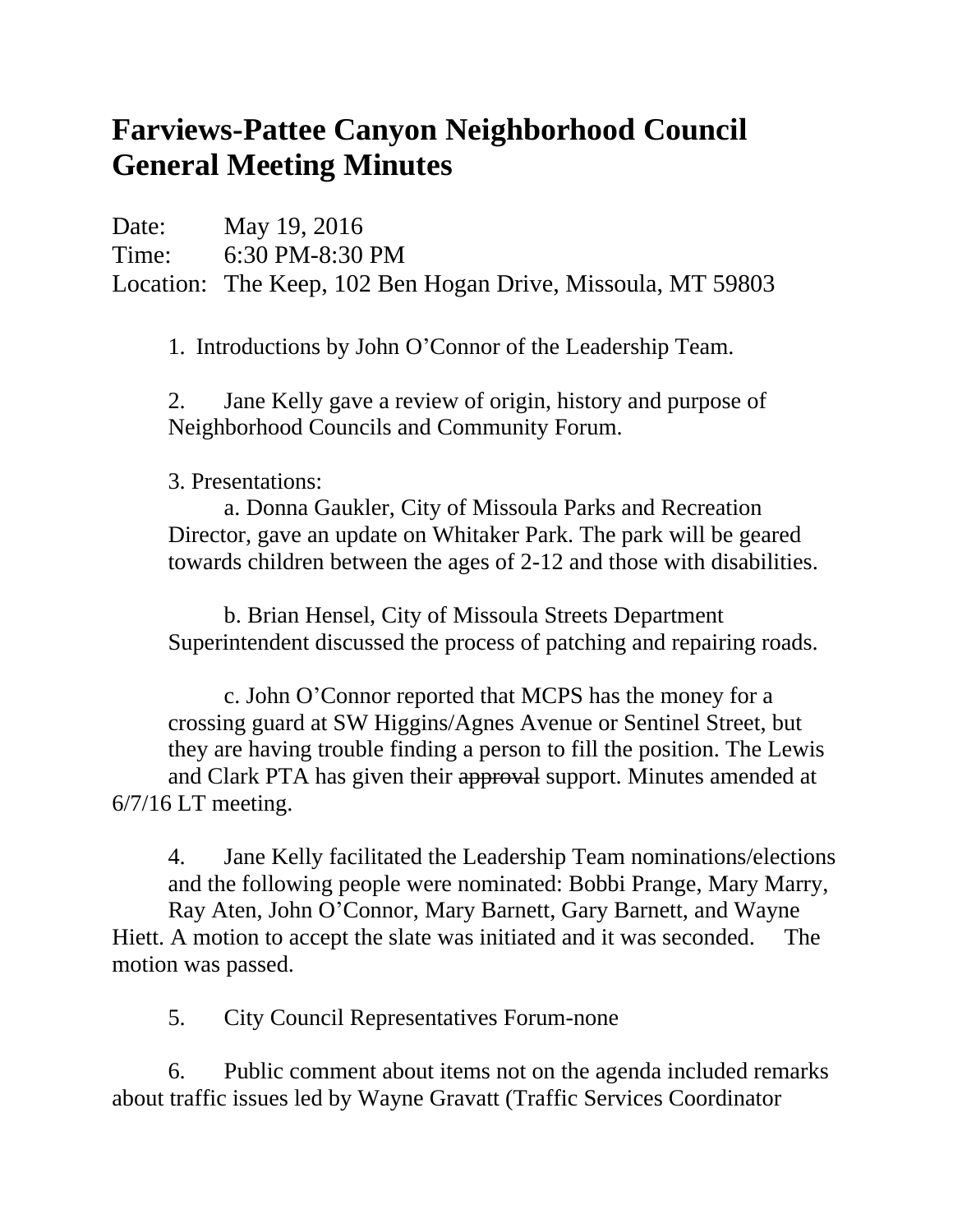# Farviews-Pattee Canyon Neighborhood Council General Meeting Minutes

Date: May 19, 2016
Time: 6:30 PM-8:30 PM
Location: The Keep, 102 Ben Hogan Drive, Missoula, MT 59803

1. Introductions by John O'Connor of the Leadership Team.

2. Jane Kelly gave a review of origin, history and purpose of Neighborhood Councils and Community Forum.

3. Presentations:

   a. Donna Gaukler, City of Missoula Parks and Recreation Director, gave an update on Whitaker Park. The park will be geared towards children between the ages of 2-12 and those with disabilities.

   b. Brian Hensel, City of Missoula Streets Department Superintendent discussed the process of patching and repairing roads.

   c. John O'Connor reported that MCPS has the money for a crossing guard at SW Higgins/Agnes Avenue or Sentinel Street, but they are having trouble finding a person to fill the position. The Lewis and Clark PTA has given their ~~approval~~ support. Minutes amended at 6/7/16 LT meeting.

4. Jane Kelly facilitated the Leadership Team nominations/elections and the following people were nominated: Bobbi Prange, Mary Marry, Ray Aten, John O'Connor, Mary Barnett, Gary Barnett, and Wayne Hiett. A motion to accept the slate was initiated and it was seconded. The motion was passed.

5. City Council Representatives Forum-none

6. Public comment about items not on the agenda included remarks about traffic issues led by Wayne Gravatt (Traffic Services Coordinator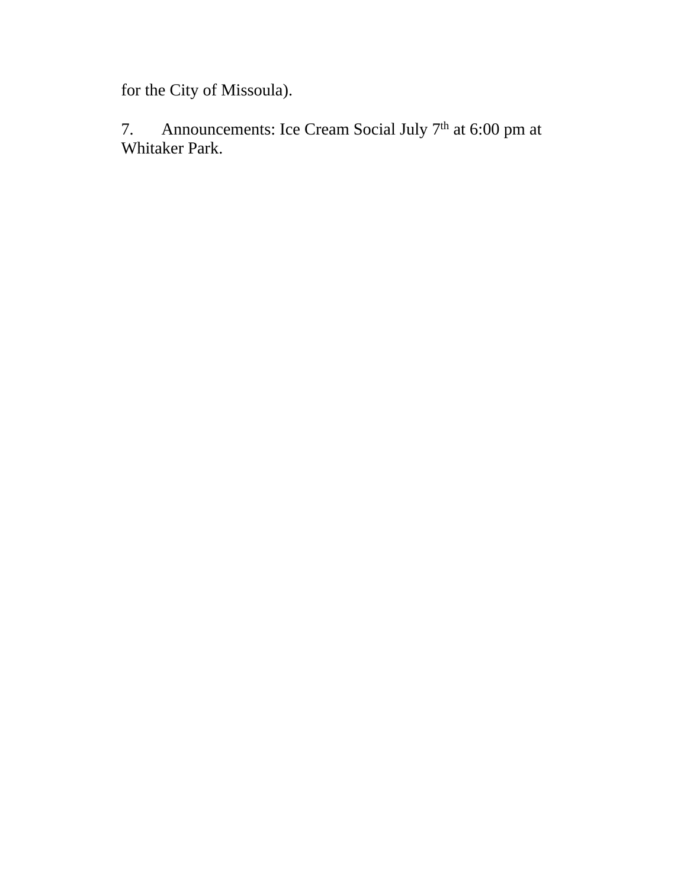for the City of Missoula).

7. Announcements: Ice Cream Social July 7th at 6:00 pm at Whitaker Park.